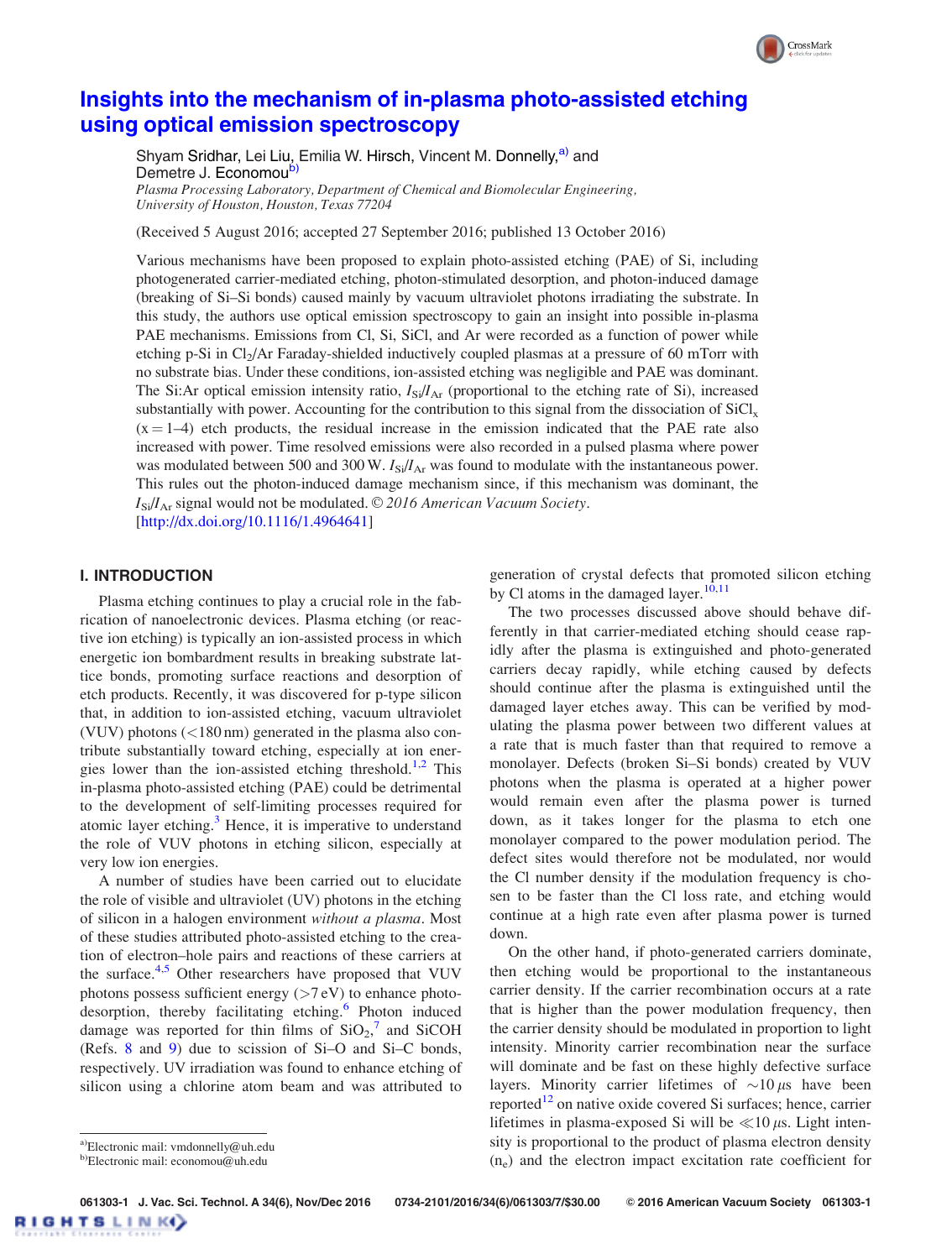# Insights into the mechanism of in-plasma photo-assisted etching using optical emission spectroscopy

Shyam Sridhar, Lei Liu, Emilia W. Hirsch, Vincent M. Donnelly,[a] and Demetre J. Economou[b]

*Plasma Processing Laboratory, Department of Chemical and Biomolecular Engineering, University of Houston, Houston, Texas 77204*

(Received 5 August 2016; accepted 27 September 2016; published 13 October 2016)

Various mechanisms have been proposed to explain photo-assisted etching (PAE) of Si, including photogenerated carrier-mediated etching, photon-stimulated desorption, and photon-induced damage (breaking of Si–Si bonds) caused mainly by vacuum ultraviolet photons irradiating the substrate. In this study, the authors use optical emission spectroscopy to gain an insight into possible in-plasma PAE mechanisms. Emissions from Cl, Si, SiCl, and Ar were recorded as a function of power while etching p-Si in $Cl_2$/Ar Faraday-shielded inductively coupled plasmas at a pressure of 60 mTorr with no substrate bias. Under these conditions, ion-assisted etching was negligible and PAE was dominant. The Si:Ar optical emission intensity ratio, $I_{Si}/I_{Ar}$ (proportional to the etching rate of Si), increased substantially with power. Accounting for the contribution to this signal from the dissociation of $SiCl_x$ ($x = 1$–4) etch products, the residual increase in the emission indicated that the PAE rate also increased with power. Time resolved emissions were also recorded in a pulsed plasma where power was modulated between 500 and 300 W. $I_{Si}/I_{Ar}$ was found to modulate with the instantaneous power. This rules out the photon-induced damage mechanism since, if this mechanism was dominant, the $I_{Si}/I_{Ar}$ signal would not be modulated. © *2016 American Vacuum Society*. [http://dx.doi.org/10.1116/1.4964641]

## I. INTRODUCTION

Plasma etching continues to play a crucial role in the fabrication of nanoelectronic devices. Plasma etching (or reactive ion etching) is typically an ion-assisted process in which energetic ion bombardment results in breaking substrate lattice bonds, promoting surface reactions and desorption of etch products. Recently, it was discovered for p-type silicon that, in addition to ion-assisted etching, vacuum ultraviolet (VUV) photons (<180 nm) generated in the plasma also contribute substantially toward etching, especially at ion energies lower than the ion-assisted etching threshold.[1,2] This in-plasma photo-assisted etching (PAE) could be detrimental to the development of self-limiting processes required for atomic layer etching.[3] Hence, it is imperative to understand the role of VUV photons in etching silicon, especially at very low ion energies.

A number of studies have been carried out to elucidate the role of visible and ultraviolet (UV) photons in the etching of silicon in a halogen environment *without a plasma*. Most of these studies attributed photo-assisted etching to the creation of electron–hole pairs and reactions of these carriers at the surface.[4,5] Other researchers have proposed that VUV photons possess sufficient energy (>7 eV) to enhance photo-desorption, thereby facilitating etching.[6] Photon induced damage was reported for thin films of $SiO_2$,[7] and SiCOH (Refs. 8 and 9) due to scission of Si–O and Si–C bonds, respectively. UV irradiation was found to enhance etching of silicon using a chlorine atom beam and was attributed to generation of crystal defects that promoted silicon etching by Cl atoms in the damaged layer.[10,11]

The two processes discussed above should behave differently in that carrier-mediated etching should cease rapidly after the plasma is extinguished and photo-generated carriers decay rapidly, while etching caused by defects should continue after the plasma is extinguished until the damaged layer etches away. This can be verified by modulating the plasma power between two different values at a rate that is much faster than that required to remove a monolayer. Defects (broken Si–Si bonds) created by VUV photons when the plasma is operated at a higher power would remain even after the plasma power is turned down, as it takes longer for the plasma to etch one monolayer compared to the power modulation period. The defect sites would therefore not be modulated, nor would the Cl number density if the modulation frequency is chosen to be faster than the Cl loss rate, and etching would continue at a high rate even after plasma power is turned down.

On the other hand, if photo-generated carriers dominate, then etching would be proportional to the instantaneous carrier density. If the carrier recombination occurs at a rate that is higher than the power modulation frequency, then the carrier density should be modulated in proportion to light intensity. Minority carrier recombination near the surface will dominate and be fast on these highly defective surface layers. Minority carrier lifetimes of ~10 μs have been reported[12] on native oxide covered Si surfaces; hence, carrier lifetimes in plasma-exposed Si will be ≪10 μs. Light intensity is proportional to the product of plasma electron density ($n_e$) and the electron impact excitation rate coefficient for

---
[a]Electronic mail: vmdonnelly@uh.edu

[b]Electronic mail: economou@uh.edu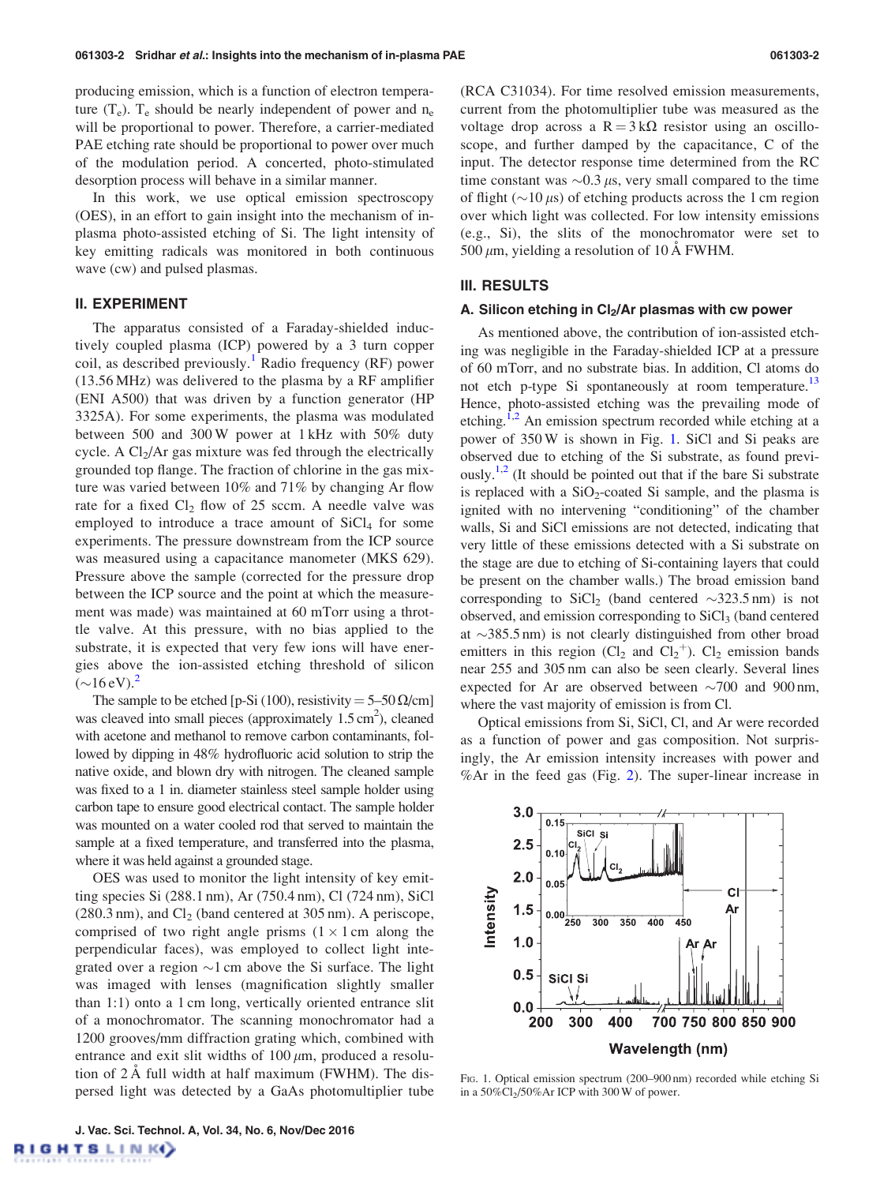producing emission, which is a function of electron temperature ($T_e$). $T_e$ should be nearly independent of power and $n_e$ will be proportional to power. Therefore, a carrier-mediated PAE etching rate should be proportional to power over much of the modulation period. A concerted, photo-stimulated desorption process will behave in a similar manner.

In this work, we use optical emission spectroscopy (OES), in an effort to gain insight into the mechanism of in-plasma photo-assisted etching of Si. The light intensity of key emitting radicals was monitored in both continuous wave (cw) and pulsed plasmas.

## II. EXPERIMENT

The apparatus consisted of a Faraday-shielded inductively coupled plasma (ICP) powered by a 3 turn copper coil, as described previously.[1] Radio frequency (RF) power (13.56 MHz) was delivered to the plasma by a RF amplifier (ENI A500) that was driven by a function generator (HP 3325A). For some experiments, the plasma was modulated between 500 and 300 W power at 1 kHz with 50% duty cycle. A $Cl_2$/Ar gas mixture was fed through the electrically grounded top flange. The fraction of chlorine in the gas mixture was varied between 10% and 71% by changing Ar flow rate for a fixed $Cl_2$ flow of 25 sccm. A needle valve was employed to introduce a trace amount of $SiCl_4$ for some experiments. The pressure downstream from the ICP source was measured using a capacitance manometer (MKS 629). Pressure above the sample (corrected for the pressure drop between the ICP source and the point at which the measurement was made) was maintained at 60 mTorr using a throttle valve. At this pressure, with no bias applied to the substrate, it is expected that very few ions will have energies above the ion-assisted etching threshold of silicon (~16 eV).[2]

The sample to be etched [p-Si (100), resistivity = 5–50 Ω/cm] was cleaved into small pieces (approximately 1.5 $cm^2$), cleaned with acetone and methanol to remove carbon contaminants, followed by dipping in 48% hydrofluoric acid solution to strip the native oxide, and blown dry with nitrogen. The cleaned sample was fixed to a 1 in. diameter stainless steel sample holder using carbon tape to ensure good electrical contact. The sample holder was mounted on a water cooled rod that served to maintain the sample at a fixed temperature, and transferred into the plasma, where it was held against a grounded stage.

OES was used to monitor the light intensity of key emitting species Si (288.1 nm), Ar (750.4 nm), Cl (724 nm), SiCl (280.3 nm), and $Cl_2$ (band centered at 305 nm). A periscope, comprised of two right angle prisms (1 × 1 cm along the perpendicular faces), was employed to collect light integrated over a region ~1 cm above the Si surface. The light was imaged with lenses (magnification slightly smaller than 1:1) onto a 1 cm long, vertically oriented entrance slit of a monochromator. The scanning monochromator had a 1200 grooves/mm diffraction grating which, combined with entrance and exit slit widths of 100 μm, produced a resolution of 2 Å full width at half maximum (FWHM). The dispersed light was detected by a GaAs photomultiplier tube (RCA C31034). For time resolved emission measurements, current from the photomultiplier tube was measured as the voltage drop across a R = 3 kΩ resistor using an oscilloscope, and further damped by the capacitance, C of the input. The detector response time determined from the RC time constant was ~0.3 μs, very small compared to the time of flight (~10 μs) of etching products across the 1 cm region over which light was collected. For low intensity emissions (e.g., Si), the slits of the monochromator were set to 500 μm, yielding a resolution of 10 Å FWHM.

## III. RESULTS

### A. Silicon etching in $Cl_2$/Ar plasmas with cw power

As mentioned above, the contribution of ion-assisted etching was negligible in the Faraday-shielded ICP at a pressure of 60 mTorr, and no substrate bias. In addition, Cl atoms do not etch p-type Si spontaneously at room temperature.[13] Hence, photo-assisted etching was the prevailing mode of etching.[1,2] An emission spectrum recorded while etching at a power of 350 W is shown in Fig. 1. SiCl and Si peaks are observed due to etching of the Si substrate, as found previously.[1,2] (It should be pointed out that if the bare Si substrate is replaced with a $SiO_2$-coated Si sample, and the plasma is ignited with no intervening "conditioning" of the chamber walls, Si and SiCl emissions are not detected, indicating that very little of these emissions detected with a Si substrate on the stage are due to etching of Si-containing layers that could be present on the chamber walls.) The broad emission band corresponding to $SiCl_2$ (band centered ~323.5 nm) is not observed, and emission corresponding to $SiCl_3$ (band centered at ~385.5 nm) is not clearly distinguished from other broad emitters in this region ($Cl_2$ and $Cl_2^+$). $Cl_2$ emission bands near 255 and 305 nm can also be seen clearly. Several lines expected for Ar are observed between ~700 and 900 nm, where the vast majority of emission is from Cl.

Optical emissions from Si, SiCl, Cl, and Ar were recorded as a function of power and gas composition. Not surprisingly, the Ar emission intensity increases with power and %Ar in the feed gas (Fig. 2). The super-linear increase in

Fig. 1. Optical emission spectrum (200–900 nm) recorded while etching Si in a 50%$Cl_2$/50%Ar ICP with 300 W of power.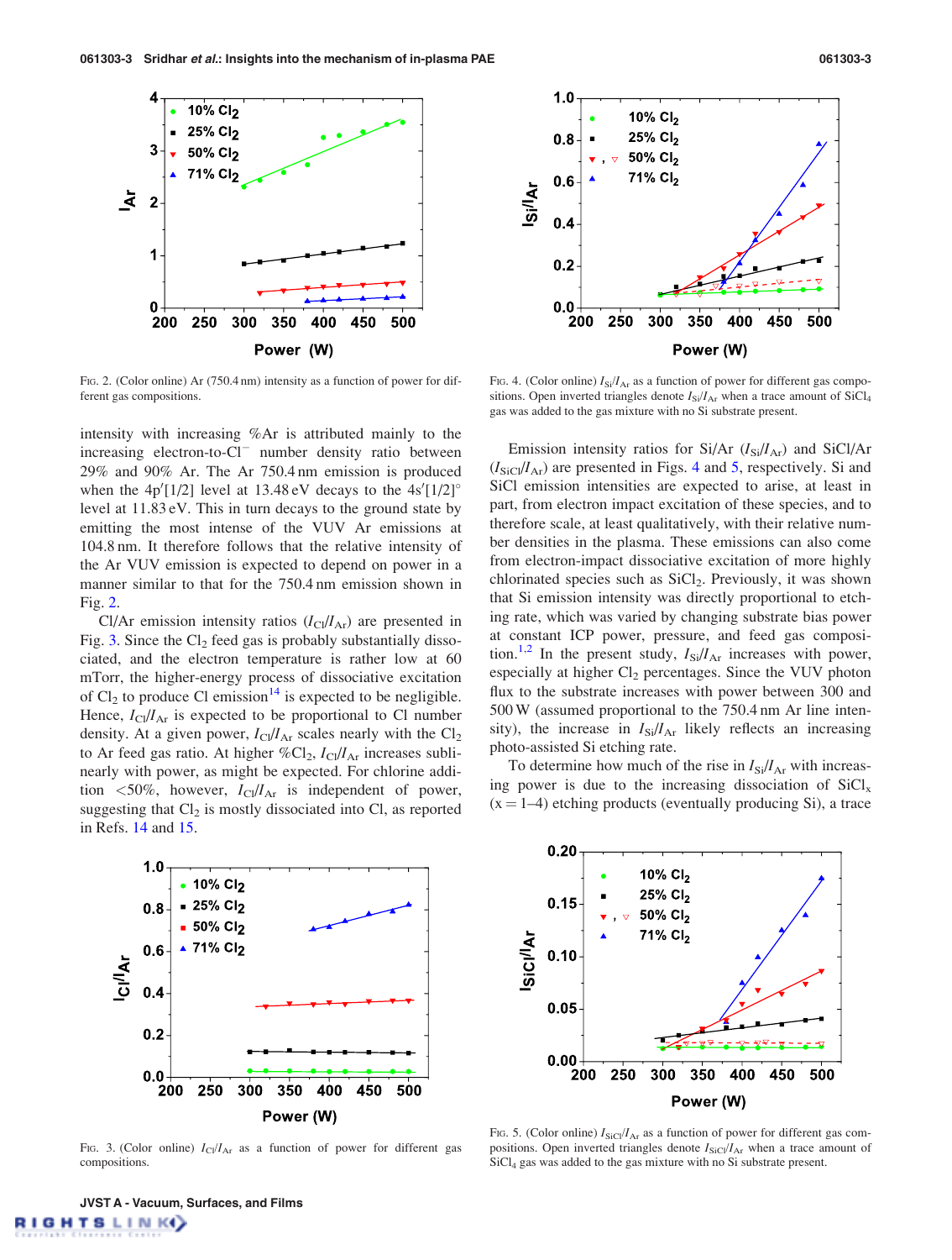FIG. 2. (Color online) Ar (750.4 nm) intensity as a function of power for different gas compositions.

intensity with increasing %Ar is attributed mainly to the increasing electron-to-$Cl^-$ number density ratio between 29% and 90% Ar. The Ar 750.4 nm emission is produced when the $4p'[1/2]$ level at 13.48 eV decays to the $4s'[1/2]^\circ$ level at 11.83 eV. This in turn decays to the ground state by emitting the most intense of the VUV Ar emissions at 104.8 nm. It therefore follows that the relative intensity of the Ar VUV emission is expected to depend on power in a manner similar to that for the 750.4 nm emission shown in Fig. 2.

Cl/Ar emission intensity ratios ($I_{Cl}/I_{Ar}$) are presented in Fig. 3. Since the $Cl_2$ feed gas is probably substantially dissociated, and the electron temperature is rather low at 60 mTorr, the higher-energy process of dissociative excitation of $Cl_2$ to produce Cl emission[14] is expected to be negligible. Hence, $I_{Cl}/I_{Ar}$ is expected to be proportional to Cl number density. At a given power, $I_{Cl}/I_{Ar}$ scales nearly with the $Cl_2$ to Ar feed gas ratio. At higher %$Cl_2$, $I_{Cl}/I_{Ar}$ increases sublinearly with power, as might be expected. For chlorine addition <50%, however, $I_{Cl}/I_{Ar}$ is independent of power, suggesting that $Cl_2$ is mostly dissociated into Cl, as reported in Refs. 14 and 15.

FIG. 3. (Color online) $I_{Cl}/I_{Ar}$ as a function of power for different gas compositions.

FIG. 4. (Color online) $I_{Si}/I_{Ar}$ as a function of power for different gas compositions. Open inverted triangles denote $I_{Si}/I_{Ar}$ when a trace amount of $SiCl_4$ gas was added to the gas mixture with no Si substrate present.

Emission intensity ratios for Si/Ar ($I_{Si}/I_{Ar}$) and SiCl/Ar ($I_{SiCl}/I_{Ar}$) are presented in Figs. 4 and 5, respectively. Si and SiCl emission intensities are expected to arise, at least in part, from electron impact excitation of these species, and to therefore scale, at least qualitatively, with their relative number densities in the plasma. These emissions can also come from electron-impact dissociative excitation of more highly chlorinated species such as $SiCl_2$. Previously, it was shown that Si emission intensity was directly proportional to etching rate, which was varied by changing substrate bias power at constant ICP power, pressure, and feed gas composition.[1,2] In the present study, $I_{Si}/I_{Ar}$ increases with power, especially at higher $Cl_2$ percentages. Since the VUV photon flux to the substrate increases with power between 300 and 500 W (assumed proportional to the 750.4 nm Ar line intensity), the increase in $I_{Si}/I_{Ar}$ likely reflects an increasing photo-assisted Si etching rate.

To determine how much of the rise in $I_{Si}/I_{Ar}$ with increasing power is due to the increasing dissociation of $SiCl_x$ (x = 1–4) etching products (eventually producing Si), a trace

FIG. 5. (Color online) $I_{SiCl}/I_{Ar}$ as a function of power for different gas compositions. Open inverted triangles denote $I_{SiCl}/I_{Ar}$ when a trace amount of $SiCl_4$ gas was added to the gas mixture with no Si substrate present.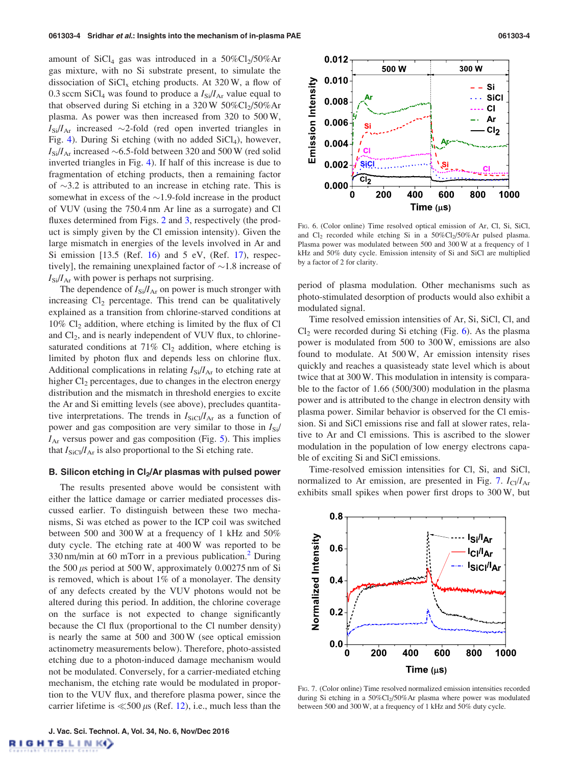amount of $SiCl_4$ gas was introduced in a 50% $Cl_2$/50%Ar gas mixture, with no Si substrate present, to simulate the dissociation of $SiCl_x$ etching products. At 320 W, a flow of 0.3 sccm $SiCl_4$ was found to produce a $I_{Si}/I_{Ar}$ value equal to that observed during Si etching in a 320 W 50% $Cl_2$/50%Ar plasma. As power was then increased from 320 to 500 W, $I_{Si}/I_{Ar}$ increased ~2-fold (red open inverted triangles in Fig. 4). During Si etching (with no added $SiCl_4$), however, $I_{Si}/I_{Ar}$ increased ~6.5-fold between 320 and 500 W (red solid inverted triangles in Fig. 4). If half of this increase is due to fragmentation of etching products, then a remaining factor of ~3.2 is attributed to an increase in etching rate. This is somewhat in excess of the ~1.9-fold increase in the product of VUV (using the 750.4 nm Ar line as a surrogate) and Cl fluxes determined from Figs. 2 and 3, respectively (the product is simply given by the Cl emission intensity). Given the large mismatch in energies of the levels involved in Ar and Si emission [13.5 (Ref. 16) and 5 eV, (Ref. 17), respectively], the remaining unexplained factor of ~1.8 increase of $I_{Si}/I_{Ar}$ with power is perhaps not surprising.

The dependence of $I_{Si}/I_{Ar}$ on power is much stronger with increasing $Cl_2$ percentage. This trend can be qualitatively explained as a transition from chlorine-starved conditions at 10% $Cl_2$ addition, where etching is limited by the flux of Cl and $Cl_2$, and is nearly independent of VUV flux, to chlorine-saturated conditions at 71% $Cl_2$ addition, where etching is limited by photon flux and depends less on chlorine flux. Additional complications in relating $I_{Si}/I_{Ar}$ to etching rate at higher $Cl_2$ percentages, due to changes in the electron energy distribution and the mismatch in threshold energies to excite the Ar and Si emitting levels (see above), precludes quantitative interpretations. The trends in $I_{SiCl}/I_{Ar}$ as a function of power and gas composition are very similar to those in $I_{Si}/I_{Ar}$ versus power and gas composition (Fig. 5). This implies that $I_{SiCl}/I_{Ar}$ is also proportional to the Si etching rate.

### B. Silicon etching in $Cl_2$/Ar plasmas with pulsed power

The results presented above would be consistent with either the lattice damage or carrier mediated processes discussed earlier. To distinguish between these two mechanisms, Si was etched as power to the ICP coil was switched between 500 and 300 W at a frequency of 1 kHz and 50% duty cycle. The etching rate at 400 W was reported to be 330 nm/min at 60 mTorr in a previous publication.[2] During the 500 $\mu s$ period at 500 W, approximately 0.00275 nm of Si is removed, which is about 1% of a monolayer. The density of any defects created by the VUV photons would not be altered during this period. In addition, the chlorine coverage on the surface is not expected to change significantly because the Cl flux (proportional to the Cl number density) is nearly the same at 500 and 300 W (see optical emission actinometry measurements below). Therefore, photo-assisted etching due to a photon-induced damage mechanism would not be modulated. Conversely, for a carrier-mediated etching mechanism, the etching rate would be modulated in proportion to the VUV flux, and therefore plasma power, since the carrier lifetime is ≪500 $\mu s$ (Ref. 12), i.e., much less than the period of plasma modulation. Other mechanisms such as photo-stimulated desorption of products would also exhibit a modulated signal.

Fig. 6. (Color online) Time resolved optical emission of Ar, Cl, Si, SiCl, and $Cl_2$ recorded while etching Si in a 50% $Cl_2$/50%Ar pulsed plasma. Plasma power was modulated between 500 and 300 W at a frequency of 1 kHz and 50% duty cycle. Emission intensity of Si and SiCl are multiplied by a factor of 2 for clarity.

Time resolved emission intensities of Ar, Si, SiCl, Cl, and $Cl_2$ were recorded during Si etching (Fig. 6). As the plasma power is modulated from 500 to 300 W, emissions are also found to modulate. At 500 W, Ar emission intensity rises quickly and reaches a quasisteady state level which is about twice that at 300 W. This modulation in intensity is comparable to the factor of 1.66 (500/300) modulation in the plasma power and is attributed to the change in electron density with plasma power. Similar behavior is observed for the Cl emission. Si and SiCl emissions rise and fall at slower rates, relative to Ar and Cl emissions. This is ascribed to the slower modulation in the population of low energy electrons capable of exciting Si and SiCl emissions.

Time-resolved emission intensities for Cl, Si, and SiCl, normalized to Ar emission, are presented in Fig. 7. $I_{Cl}/I_{Ar}$ exhibits small spikes when power first drops to 300 W, but

Fig. 7. (Color online) Time resolved normalized emission intensities recorded during Si etching in a 50% $Cl_2$/50%Ar plasma where power was modulated between 500 and 300 W, at a frequency of 1 kHz and 50% duty cycle.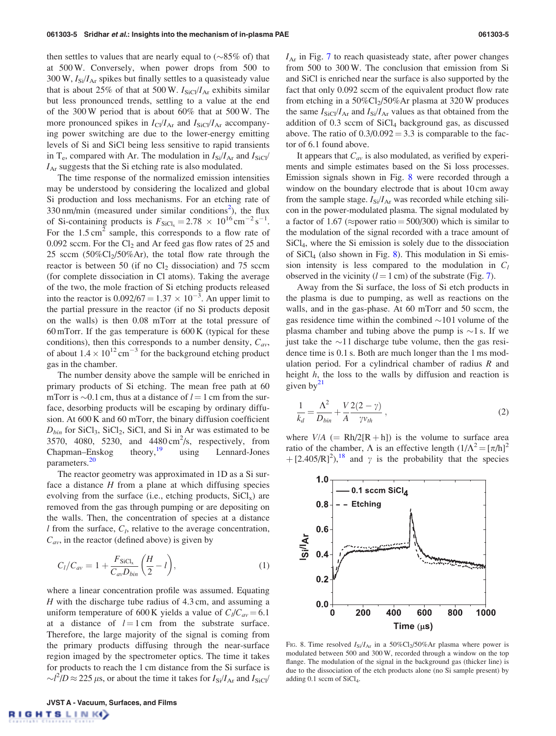then settles to values that are nearly equal to (~85% of) that at 500 W. Conversely, when power drops from 500 to 300 W, $I_{Si}/I_{Ar}$ spikes but finally settles to a quasisteady value that is about 25% of that at 500 W. $I_{SiCl}/I_{Ar}$ exhibits similar but less pronounced trends, settling to a value at the end of the 300 W period that is about 60% that at 500 W. The more pronounced spikes in $I_{Cl}/I_{Ar}$ and $I_{SiCl}/I_{Ar}$ accompanying power switching are due to the lower-energy emitting levels of Si and SiCl being less sensitive to rapid transients in $T_e$, compared with Ar. The modulation in $I_{Si}/I_{Ar}$ and $I_{SiCl}/I_{Ar}$ suggests that the Si etching rate is also modulated.

The time response of the normalized emission intensities may be understood by considering the localized and global Si production and loss mechanisms. For an etching rate of 330 nm/min (measured under similar conditions[2]), the flux of Si-containing products is $F_{SiCl_x} = 2.78 \times 10^{16}\,\text{cm}^{-2}\,\text{s}^{-1}$. For the 1.5 cm$^2$ sample, this corresponds to a flow rate of 0.092 sccm. For the $Cl_2$ and Ar feed gas flow rates of 25 and 25 sccm (50%$Cl_2$/50%Ar), the total flow rate through the reactor is between 50 (if no $Cl_2$ dissociation) and 75 sccm (for complete dissociation in Cl atoms). Taking the average of the two, the mole fraction of Si etching products released into the reactor is $0.092/67 = 1.37 \times 10^{-3}$. An upper limit to the partial pressure in the reactor (if no Si products deposit on the walls) is then 0.08 mTorr at the total pressure of 60 mTorr. If the gas temperature is 600 K (typical for these conditions), then this corresponds to a number density, $C_{av}$, of about $1.4 \times 10^{12}\,\text{cm}^{-3}$ for the background etching product gas in the chamber.

The number density above the sample will be enriched in primary products of Si etching. The mean free path at 60 mTorr is ~0.1 cm, thus at a distance of $l = 1$ cm from the surface, desorbing products will be escaping by ordinary diffusion. At 600 K and 60 mTorr, the binary diffusion coefficient $D_{bin}$ for $SiCl_3$, $SiCl_2$, SiCl, and Si in Ar was estimated to be 3570, 4080, 5230, and 4480 cm$^2$/s, respectively, from Chapman–Enskog theory,[19] using Lennard-Jones parameters.[20]

The reactor geometry was approximated in 1D as a Si surface a distance $H$ from a plane at which diffusing species evolving from the surface (i.e., etching products, $SiCl_x$) are removed from the gas through pumping or are depositing on the walls. Then, the concentration of species at a distance $l$ from the surface, $C_l$, relative to the average concentration, $C_{av}$, in the reactor (defined above) is given by

$$C_l/C_{av} = 1 + \frac{F_{SiCl_x}}{C_{av}D_{bin}}\left(\frac{H}{2} - l\right), \tag{1}$$

where a linear concentration profile was assumed. Equating $H$ with the discharge tube radius of 4.3 cm, and assuming a uniform temperature of 600 K yields a value of $C_l/C_{av} = 6.1$ at a distance of $l = 1$ cm from the substrate surface. Therefore, the large majority of the signal is coming from the primary products diffusing through the near-surface region imaged by the spectrometer optics. The time it takes for products to reach the 1 cm distance from the Si surface is $\sim l^2/D \approx 225\,\mu$s, or about the time it takes for $I_{Si}/I_{Ar}$ and $I_{SiCl}/I_{Ar}$ in Fig. 7 to reach quasisteady state, after power changes from 500 to 300 W. The conclusion that emission from Si and SiCl is enriched near the surface is also supported by the fact that only 0.092 sccm of the equivalent product flow rate from etching in a 50%$Cl_2$/50%Ar plasma at 320 W produces the same $I_{SiCl}/I_{Ar}$ and $I_{Si}/I_{Ar}$ values as that obtained from the addition of 0.3 sccm of $SiCl_4$ background gas, as discussed above. The ratio of $0.3/0.092 = 3.3$ is comparable to the factor of 6.1 found above.

It appears that $C_{av}$ is also modulated, as verified by experiments and simple estimates based on the Si loss processes. Emission signals shown in Fig. 8 were recorded through a window on the boundary electrode that is about 10 cm away from the sample stage. $I_{Si}/I_{Ar}$ was recorded while etching silicon in the power-modulated plasma. The signal modulated by a factor of 1.67 (≈power ratio = 500/300) which is similar to the modulation of the signal recorded with a trace amount of $SiCl_4$, where the Si emission is solely due to the dissociation of $SiCl_4$ (also shown in Fig. 8). This modulation in Si emission intensity is less compared to the modulation in $C_l$ observed in the vicinity ($l = 1$ cm) of the substrate (Fig. 7).

Away from the Si surface, the loss of Si etch products in the plasma is due to pumping, as well as reactions on the walls, and in the gas-phase. At 60 mTorr and 50 sccm, the gas residence time within the combined ~10 l volume of the plasma chamber and tubing above the pump is ~1 s. If we just take the ~1 l discharge tube volume, then the gas residence time is 0.1 s. Both are much longer than the 1 ms modulation period. For a cylindrical chamber of radius $R$ and height $h$, the loss to the walls by diffusion and reaction is given by[21]

$$\frac{1}{k_d} = \frac{\Lambda^2}{D_{bin}} + \frac{V}{A}\frac{2(2-\gamma)}{\gamma v_{th}}, \tag{2}$$

where $V/A$ (= $Rh/2[R+h]$) is the volume to surface area ratio of the chamber, $\Lambda$ is an effective length ($1/\Lambda^2 = [\pi/h]^2 + [2.405/R]^2$),[18] and $\gamma$ is the probability that the species

FIG. 8. Time resolved $I_{Si}/I_{Ar}$ in a 50%$Cl_2$/50%Ar plasma where power is modulated between 500 and 300 W, recorded through a window on the top flange. The modulation of the signal in the background gas (thicker line) is due to the dissociation of the etch products alone (no Si sample present) by adding 0.1 sccm of $SiCl_4$.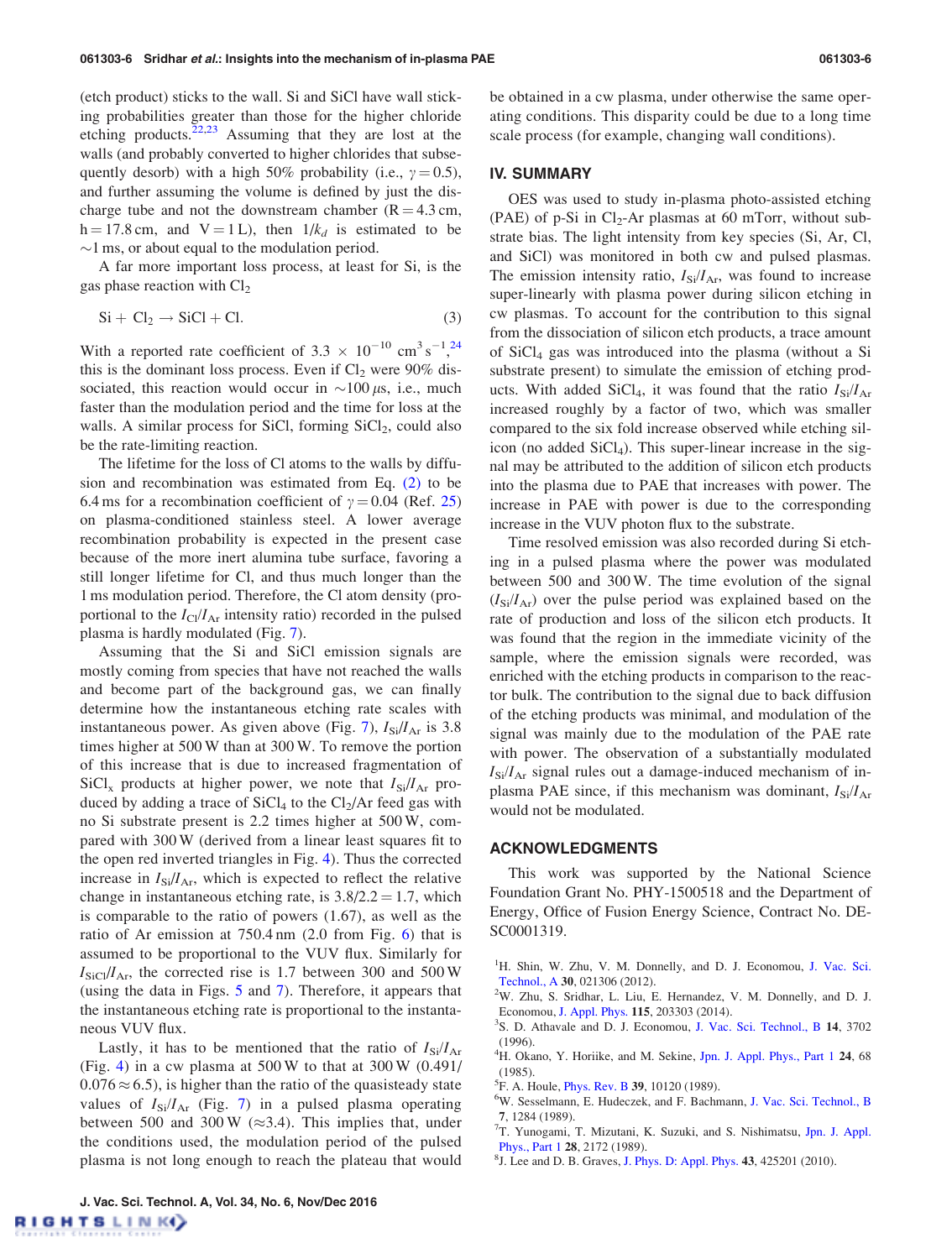(etch product) sticks to the wall. Si and SiCl have wall sticking probabilities greater than those for the higher chloride etching products.[22,23] Assuming that they are lost at the walls (and probably converted to higher chlorides that subsequently desorb) with a high 50% probability (i.e., $\gamma = 0.5$), and further assuming the volume is defined by just the discharge tube and not the downstream chamber (R = 4.3 cm, h = 17.8 cm, and V = 1 L), then $1/k_d$ is estimated to be ~1 ms, or about equal to the modulation period.

A far more important loss process, at least for Si, is the gas phase reaction with $Cl_2$

$$Si + Cl_2 \rightarrow SiCl + Cl. \tag{3}$$

With a reported rate coefficient of $3.3 \times 10^{-10}$ cm$^3$ s$^{-1}$,[24] this is the dominant loss process. Even if $Cl_2$ were 90% dissociated, this reaction would occur in ~100 $\mu$s, i.e., much faster than the modulation period and the time for loss at the walls. A similar process for SiCl, forming $SiCl_2$, could also be the rate-limiting reaction.

The lifetime for the loss of Cl atoms to the walls by diffusion and recombination was estimated from Eq. (2) to be 6.4 ms for a recombination coefficient of $\gamma = 0.04$ (Ref. 25) on plasma-conditioned stainless steel. A lower average recombination probability is expected in the present case because of the more inert alumina tube surface, favoring a still longer lifetime for Cl, and thus much longer than the 1 ms modulation period. Therefore, the Cl atom density (proportional to the $I_{Cl}/I_{Ar}$ intensity ratio) recorded in the pulsed plasma is hardly modulated (Fig. 7).

Assuming that the Si and SiCl emission signals are mostly coming from species that have not reached the walls and become part of the background gas, we can finally determine how the instantaneous etching rate scales with instantaneous power. As given above (Fig. 7), $I_{Si}/I_{Ar}$ is 3.8 times higher at 500 W than at 300 W. To remove the portion of this increase that is due to increased fragmentation of $SiCl_x$ products at higher power, we note that $I_{Si}/I_{Ar}$ produced by adding a trace of $SiCl_4$ to the $Cl_2$/Ar feed gas with no Si substrate present is 2.2 times higher at 500 W, compared with 300 W (derived from a linear least squares fit to the open red inverted triangles in Fig. 4). Thus the corrected increase in $I_{Si}/I_{Ar}$, which is expected to reflect the relative change in instantaneous etching rate, is $3.8/2.2 = 1.7$, which is comparable to the ratio of powers (1.67), as well as the ratio of Ar emission at 750.4 nm (2.0 from Fig. 6) that is assumed to be proportional to the VUV flux. Similarly for $I_{SiCl}/I_{Ar}$, the corrected rise is 1.7 between 300 and 500 W (using the data in Figs. 5 and 7). Therefore, it appears that the instantaneous etching rate is proportional to the instantaneous VUV flux.

Lastly, it has to be mentioned that the ratio of $I_{Si}/I_{Ar}$ (Fig. 4) in a cw plasma at 500 W to that at 300 W ($0.491/0.076 \approx 6.5$), is higher than the ratio of the quasisteady state values of $I_{Si}/I_{Ar}$ (Fig. 7) in a pulsed plasma operating between 500 and 300 W ($\approx$3.4). This implies that, under the conditions used, the modulation period of the pulsed plasma is not long enough to reach the plateau that would be obtained in a cw plasma, under otherwise the same operating conditions. This disparity could be due to a long time scale process (for example, changing wall conditions).

## IV. SUMMARY

OES was used to study in-plasma photo-assisted etching (PAE) of p-Si in $Cl_2$-Ar plasmas at 60 mTorr, without substrate bias. The light intensity from key species (Si, Ar, Cl, and SiCl) was monitored in both cw and pulsed plasmas. The emission intensity ratio, $I_{Si}/I_{Ar}$, was found to increase super-linearly with plasma power during silicon etching in cw plasmas. To account for the contribution to this signal from the dissociation of silicon etch products, a trace amount of $SiCl_4$ gas was introduced into the plasma (without a Si substrate present) to simulate the emission of etching products. With added $SiCl_4$, it was found that the ratio $I_{Si}/I_{Ar}$ increased roughly by a factor of two, which was smaller compared to the six fold increase observed while etching silicon (no added $SiCl_4$). This super-linear increase in the signal may be attributed to the addition of silicon etch products into the plasma due to PAE that increases with power. The increase in PAE with power is due to the corresponding increase in the VUV photon flux to the substrate.

Time resolved emission was also recorded during Si etching in a pulsed plasma where the power was modulated between 500 and 300 W. The time evolution of the signal ($I_{Si}/I_{Ar}$) over the pulse period was explained based on the rate of production and loss of the silicon etch products. It was found that the region in the immediate vicinity of the sample, where the emission signals were recorded, was enriched with the etching products in comparison to the reactor bulk. The contribution to the signal due to back diffusion of the etching products was minimal, and modulation of the signal was mainly due to the modulation of the PAE rate with power. The observation of a substantially modulated $I_{Si}/I_{Ar}$ signal rules out a damage-induced mechanism of in-plasma PAE since, if this mechanism was dominant, $I_{Si}/I_{Ar}$ would not be modulated.

## ACKNOWLEDGMENTS

This work was supported by the National Science Foundation Grant No. PHY-1500518 and the Department of Energy, Office of Fusion Energy Science, Contract No. DE-SC0001319.

[1] H. Shin, W. Zhu, V. M. Donnelly, and D. J. Economou, J. Vac. Sci. Technol., A **30**, 021306 (2012).
[2] W. Zhu, S. Sridhar, L. Liu, E. Hernandez, V. M. Donnelly, and D. J. Economou, J. Appl. Phys. **115**, 203303 (2014).
[3] S. D. Athavale and D. J. Economou, J. Vac. Sci. Technol., B **14**, 3702 (1996).
[4] H. Okano, Y. Horiike, and M. Sekine, Jpn. J. Appl. Phys., Part 1 **24**, 68 (1985).
[5] F. A. Houle, Phys. Rev. B **39**, 10120 (1989).
[6] W. Sesselmann, E. Hudeczek, and F. Bachmann, J. Vac. Sci. Technol., B **7**, 1284 (1989).
[7] T. Yunogami, T. Mizutani, K. Suzuki, and S. Nishimatsu, Jpn. J. Appl. Phys., Part 1 **28**, 2172 (1989).
[8] J. Lee and D. B. Graves, J. Phys. D: Appl. Phys. **43**, 425201 (2010).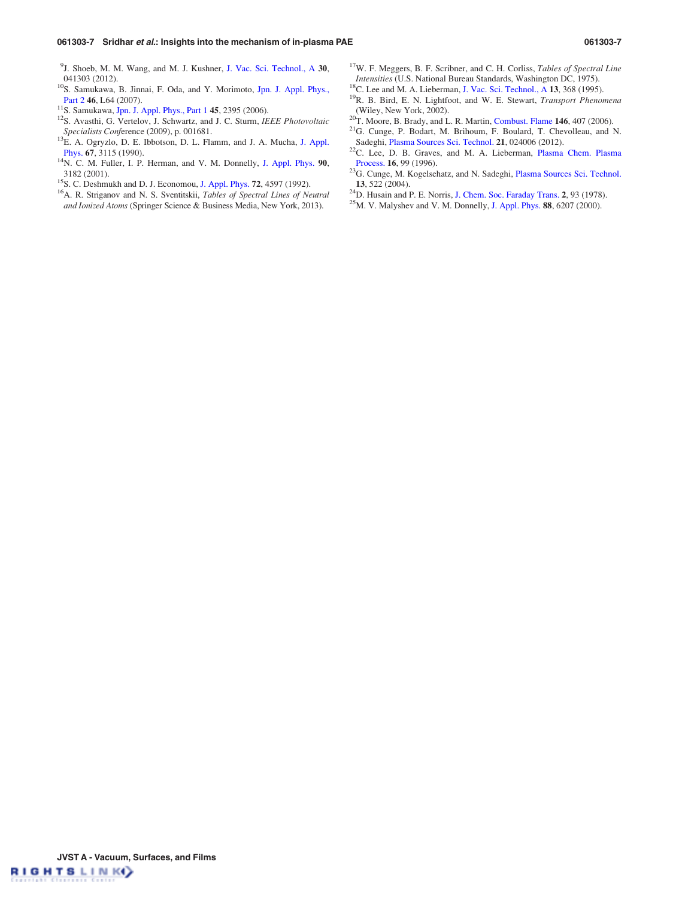[9] J. Shoeb, M. M. Wang, and M. J. Kushner, J. Vac. Sci. Technol., A **30**, 041303 (2012).

[10] S. Samukawa, B. Jinnai, F. Oda, and Y. Morimoto, Jpn. J. Appl. Phys., Part 2 **46**, L64 (2007).

[11] S. Samukawa, Jpn. J. Appl. Phys., Part 1 **45**, 2395 (2006).

[12] S. Avasthi, G. Vertelov, J. Schwartz, and J. C. Sturm, *IEEE Photovoltaic Specialists Conf*erence (2009), p. 001681.

[13] E. A. Ogryzlo, D. E. Ibbotson, D. L. Flamm, and J. A. Mucha, J. Appl. Phys. **67**, 3115 (1990).

[14] N. C. M. Fuller, I. P. Herman, and V. M. Donnelly, J. Appl. Phys. **90**, 3182 (2001).

[15] S. C. Deshmukh and D. J. Economou, J. Appl. Phys. **72**, 4597 (1992).

[16] A. R. Striganov and N. S. Sventitskii, *Tables of Spectral Lines of Neutral and Ionized Atoms* (Springer Science & Business Media, New York, 2013).

[17] W. F. Meggers, B. F. Scribner, and C. H. Corliss, *Tables of Spectral Line Intensities* (U.S. National Bureau Standards, Washington DC, 1975).

[18] C. Lee and M. A. Lieberman, J. Vac. Sci. Technol., A **13**, 368 (1995).

[19] R. B. Bird, E. N. Lightfoot, and W. E. Stewart, *Transport Phenomena* (Wiley, New York, 2002).

[20] T. Moore, B. Brady, and L. R. Martin, Combust. Flame **146**, 407 (2006).

[21] G. Cunge, P. Bodart, M. Brihoum, F. Boulard, T. Chevolleau, and N. Sadeghi, Plasma Sources Sci. Technol. **21**, 024006 (2012).

[22] C. Lee, D. B. Graves, and M. A. Lieberman, Plasma Chem. Plasma Process. **16**, 99 (1996).

[23] G. Cunge, M. Kogelsehatz, and N. Sadeghi, Plasma Sources Sci. Technol. **13**, 522 (2004).

[24] D. Husain and P. E. Norris, J. Chem. Soc. Faraday Trans. **2**, 93 (1978).

[25] M. V. Malyshev and V. M. Donnelly, J. Appl. Phys. **88**, 6207 (2000).